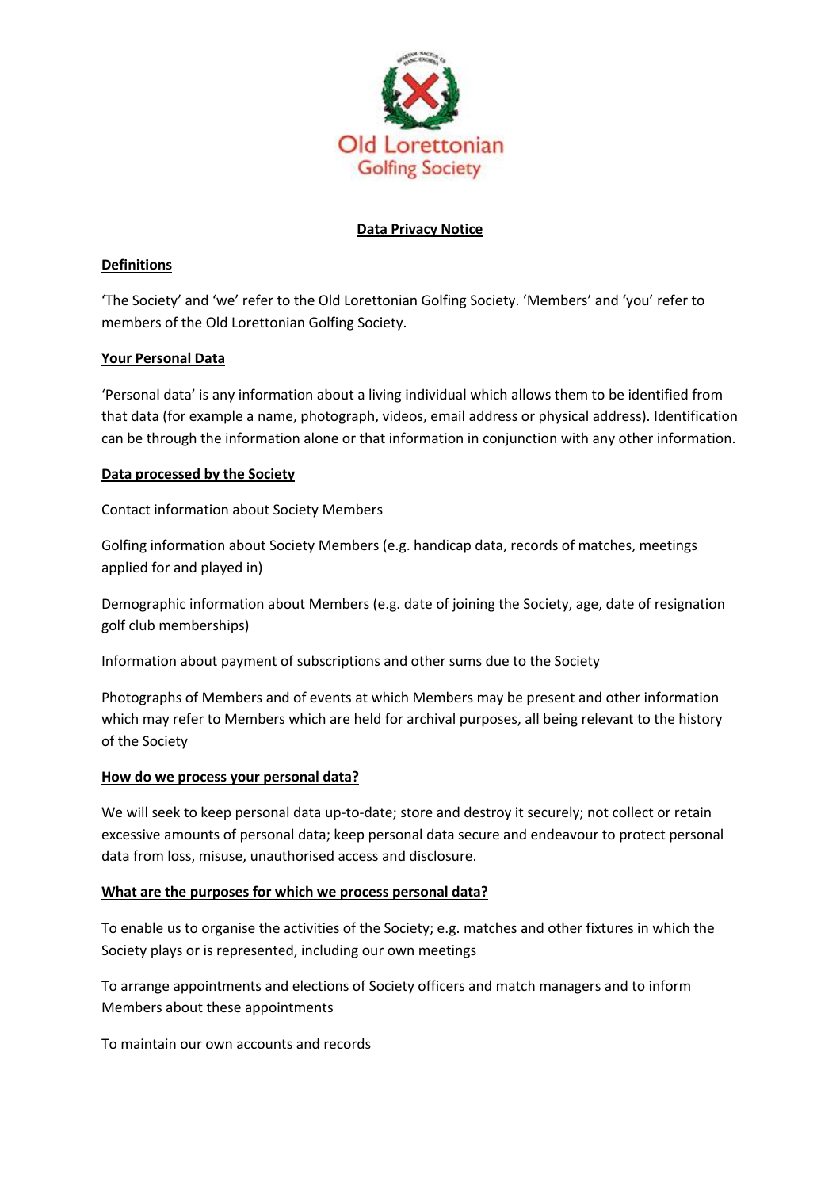Old Lorettonian Golfing Society

# Data Privacy Notice

## Definitions

'The Society' and 'we' refer to the Old Lorettonian Golfing Society. 'Members' and 'you' refer to members of the Old Lorettonian Golfing Society.

## Your Personal Data

'Personal data' is any information about a living individual which allows them to be identified from that data (for example a name, photograph, videos, email address or physical address). Identification can be through the information alone or that information in conjunction with any other information.

## Data processed by the Society

Contact information about Society Members

Golfing information about Society Members (e.g. handicap data, records of matches, meetings applied for and played in)

Demographic information about Members (e.g. date of joining the Society, age, date of resignation golf club memberships)

Information about payment of subscriptions and other sums due to the Society

Photographs of Members and of events at which Members may be present and other information which may refer to Members which are held for archival purposes, all being relevant to the history of the Society

## How do we process your personal data?

We will seek to keep personal data up-to-date; store and destroy it securely; not collect or retain excessive amounts of personal data; keep personal data secure and endeavour to protect personal data from loss, misuse, unauthorised access and disclosure.

## What are the purposes for which we process personal data?

To enable us to organise the activities of the Society; e.g. matches and other fixtures in which the Society plays or is represented, including our own meetings

To arrange appointments and elections of Society officers and match managers and to inform Members about these appointments

To maintain our own accounts and records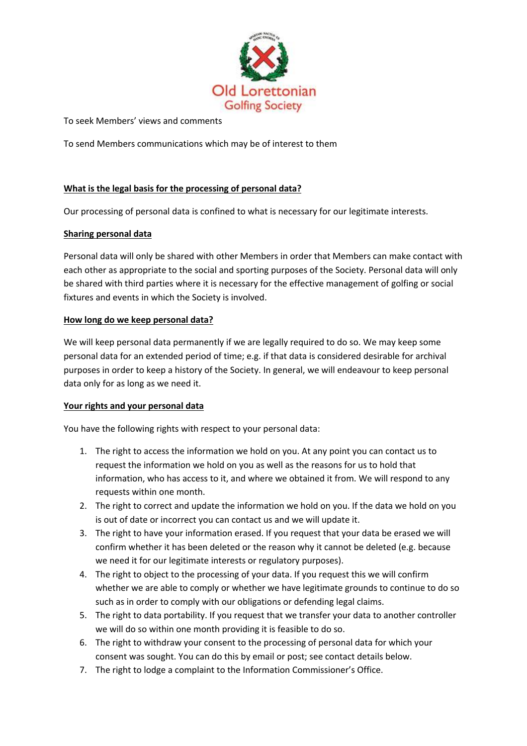To seek Members' views and comments

To send Members communications which may be of interest to them

## What is the legal basis for the processing of personal data?

Our processing of personal data is confined to what is necessary for our legitimate interests.

## Sharing personal data

Personal data will only be shared with other Members in order that Members can make contact with each other as appropriate to the social and sporting purposes of the Society. Personal data will only be shared with third parties where it is necessary for the effective management of golfing or social fixtures and events in which the Society is involved.

## How long do we keep personal data?

We will keep personal data permanently if we are legally required to do so. We may keep some personal data for an extended period of time; e.g. if that data is considered desirable for archival purposes in order to keep a history of the Society. In general, we will endeavour to keep personal data only for as long as we need it.

## Your rights and your personal data

You have the following rights with respect to your personal data:

1. The right to access the information we hold on you. At any point you can contact us to request the information we hold on you as well as the reasons for us to hold that information, who has access to it, and where we obtained it from. We will respond to any requests within one month.
2. The right to correct and update the information we hold on you. If the data we hold on you is out of date or incorrect you can contact us and we will update it.
3. The right to have your information erased. If you request that your data be erased we will confirm whether it has been deleted or the reason why it cannot be deleted (e.g. because we need it for our legitimate interests or regulatory purposes).
4. The right to object to the processing of your data. If you request this we will confirm whether we are able to comply or whether we have legitimate grounds to continue to do so such as in order to comply with our obligations or defending legal claims.
5. The right to data portability. If you request that we transfer your data to another controller we will do so within one month providing it is feasible to do so.
6. The right to withdraw your consent to the processing of personal data for which your consent was sought. You can do this by email or post; see contact details below.
7. The right to lodge a complaint to the Information Commissioner's Office.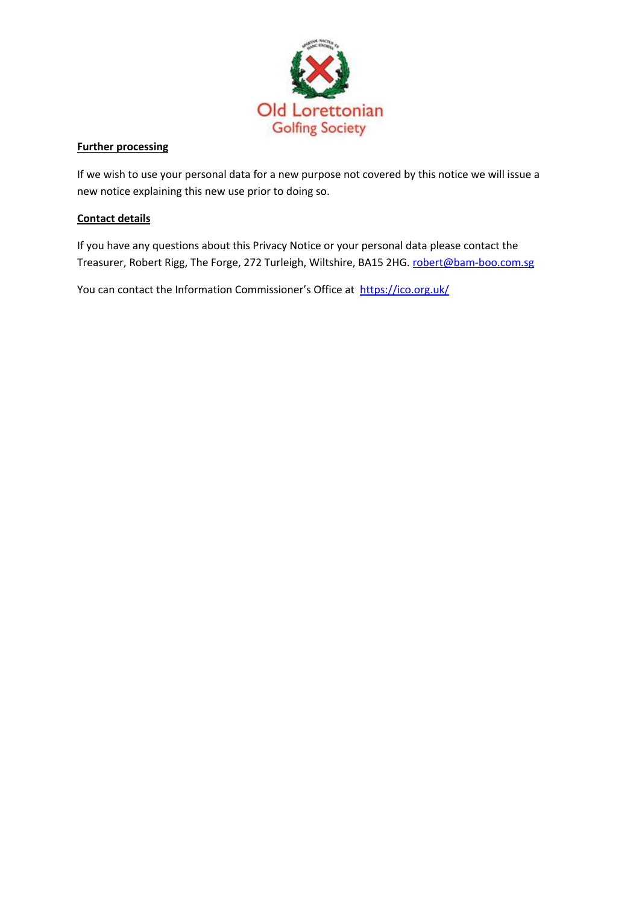Old Lorettonian
Golfing Society

**Further processing**

If we wish to use your personal data for a new purpose not covered by this notice we will issue a new notice explaining this new use prior to doing so.

**Contact details**

If you have any questions about this Privacy Notice or your personal data please contact the Treasurer, Robert Rigg, The Forge, 272 Turleigh, Wiltshire, BA15 2HG. robert@bam-boo.com.sg

You can contact the Information Commissioner's Office at https://ico.org.uk/